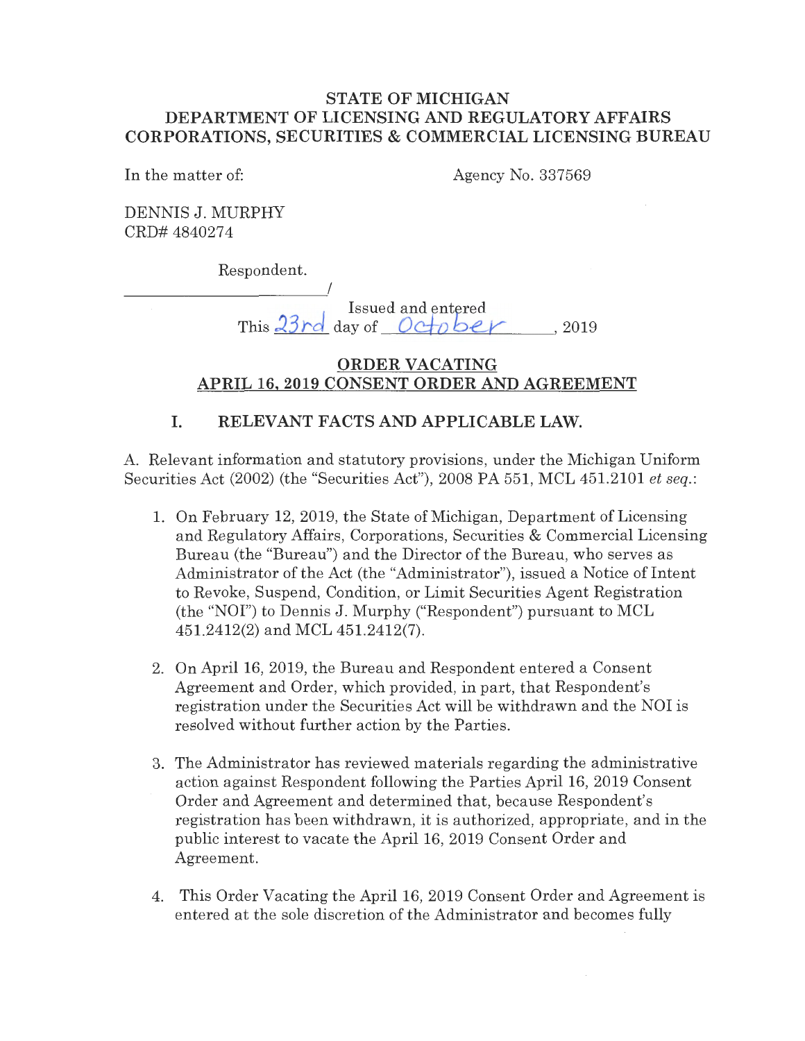**STATE OF MICHIGAN**
**DEPARTMENT OF LICENSING AND REGULATORY AFFAIRS**
**CORPORATIONS, SECURITIES & COMMERCIAL LICENSING BUREAU**

In the matter of: Agency No. 337569

DENNIS J. MURPHY
CRD# 4840274

Respondent.
_______________________/

Issued and entered
This 23rd day of October, 2019

## ORDER VACATING APRIL 16, 2019 CONSENT ORDER AND AGREEMENT

### I. RELEVANT FACTS AND APPLICABLE LAW.

A. Relevant information and statutory provisions, under the Michigan Uniform Securities Act (2002) (the "Securities Act"), 2008 PA 551, MCL 451.2101 *et seq.*:

1. On February 12, 2019, the State of Michigan, Department of Licensing and Regulatory Affairs, Corporations, Securities & Commercial Licensing Bureau (the "Bureau") and the Director of the Bureau, who serves as Administrator of the Act (the "Administrator"), issued a Notice of Intent to Revoke, Suspend, Condition, or Limit Securities Agent Registration (the "NOI") to Dennis J. Murphy ("Respondent") pursuant to MCL 451.2412(2) and MCL 451.2412(7).

2. On April 16, 2019, the Bureau and Respondent entered a Consent Agreement and Order, which provided, in part, that Respondent's registration under the Securities Act will be withdrawn and the NOI is resolved without further action by the Parties.

3. The Administrator has reviewed materials regarding the administrative action against Respondent following the Parties April 16, 2019 Consent Order and Agreement and determined that, because Respondent's registration has been withdrawn, it is authorized, appropriate, and in the public interest to vacate the April 16, 2019 Consent Order and Agreement.

4. This Order Vacating the April 16, 2019 Consent Order and Agreement is entered at the sole discretion of the Administrator and becomes fully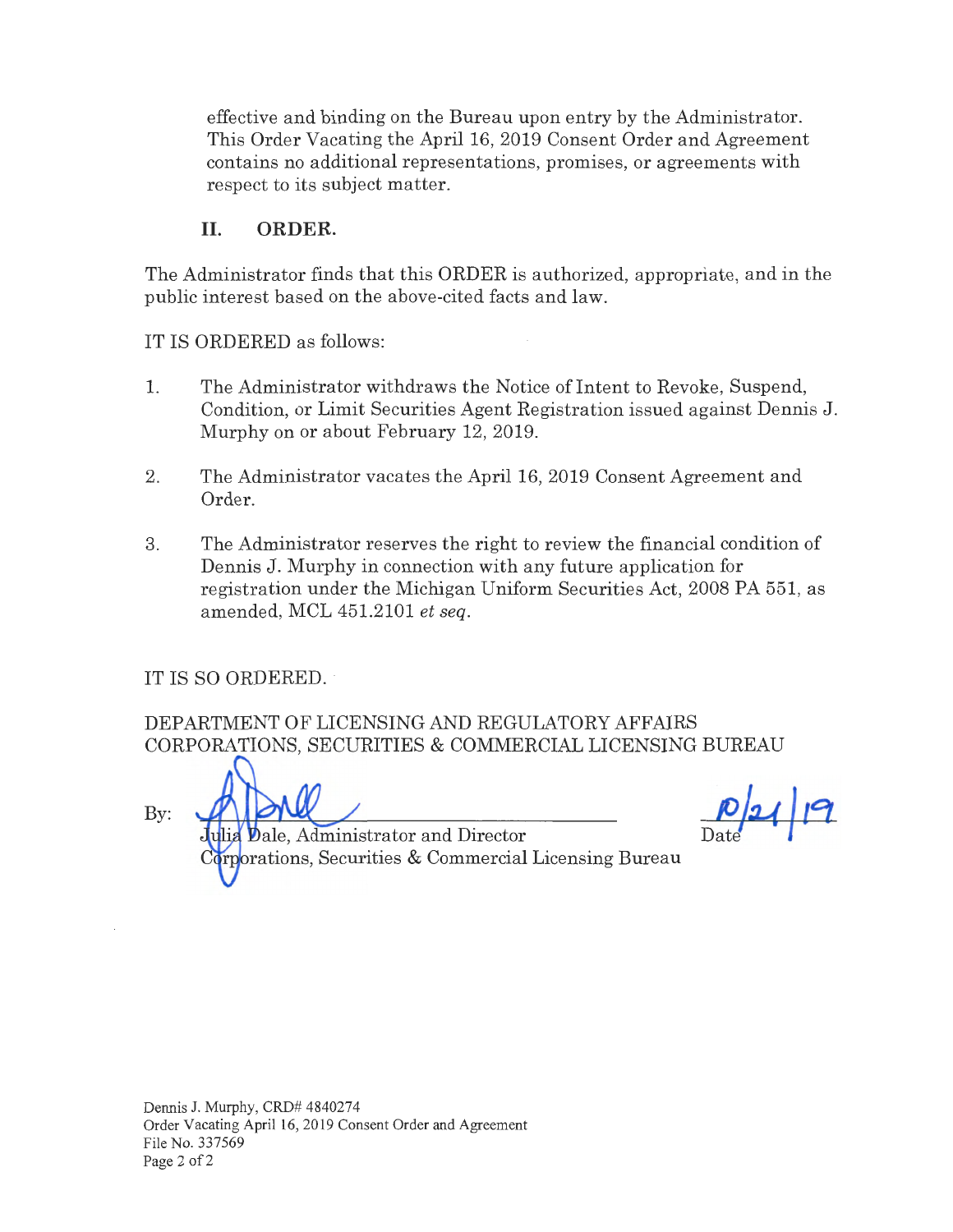effective and binding on the Bureau upon entry by the Administrator. This Order Vacating the April 16, 2019 Consent Order and Agreement contains no additional representations, promises, or agreements with respect to its subject matter.

## II. ORDER.

The Administrator finds that this ORDER is authorized, appropriate, and in the public interest based on the above-cited facts and law.

IT IS ORDERED as follows:

1. The Administrator withdraws the Notice of Intent to Revoke, Suspend, Condition, or Limit Securities Agent Registration issued against Dennis J. Murphy on or about February 12, 2019.

2. The Administrator vacates the April 16, 2019 Consent Agreement and Order.

3. The Administrator reserves the right to review the financial condition of Dennis J. Murphy in connection with any future application for registration under the Michigan Uniform Securities Act, 2008 PA 551, as amended, MCL 451.2101 *et seq*.

IT IS SO ORDERED.

DEPARTMENT OF LICENSING AND REGULATORY AFFAIRS
CORPORATIONS, SECURITIES & COMMERCIAL LICENSING BUREAU

By: ______________________________ 10/21/19
Julia Dale, Administrator and Director Date
Corporations, Securities & Commercial Licensing Bureau

Dennis J. Murphy, CRD# 4840274
Order Vacating April 16, 2019 Consent Order and Agreement
File No. 337569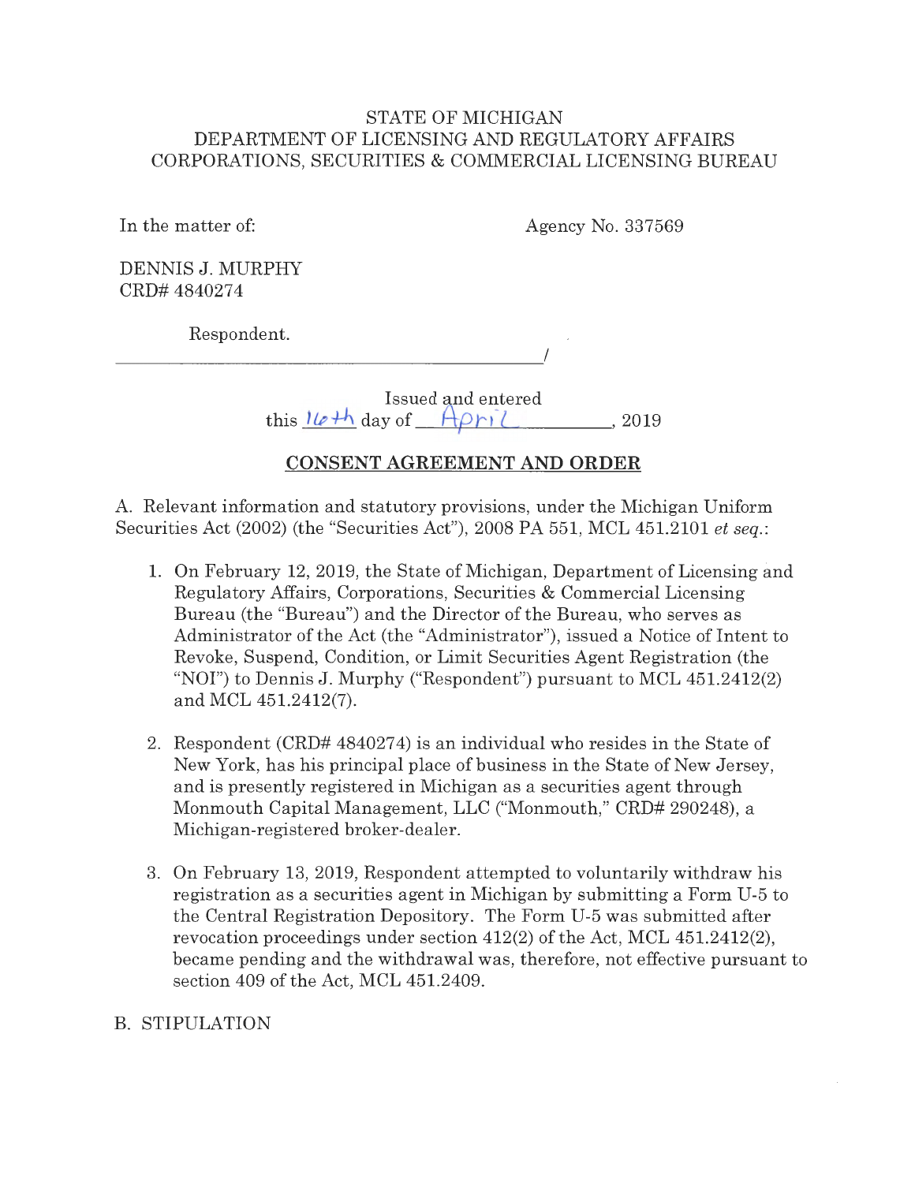STATE OF MICHIGAN
DEPARTMENT OF LICENSING AND REGULATORY AFFAIRS
CORPORATIONS, SECURITIES & COMMERCIAL LICENSING BUREAU

In the matter of:

Agency No. 337569

DENNIS J. MURPHY
CRD# 4840274

Respondent.
_______________________________________/

Issued and entered
this 16th day of April, 2019

**CONSENT AGREEMENT AND ORDER**

A. Relevant information and statutory provisions, under the Michigan Uniform Securities Act (2002) (the "Securities Act"), 2008 PA 551, MCL 451.2101 *et seq.*:

1. On February 12, 2019, the State of Michigan, Department of Licensing and Regulatory Affairs, Corporations, Securities & Commercial Licensing Bureau (the "Bureau") and the Director of the Bureau, who serves as Administrator of the Act (the "Administrator"), issued a Notice of Intent to Revoke, Suspend, Condition, or Limit Securities Agent Registration (the "NOI") to Dennis J. Murphy ("Respondent") pursuant to MCL 451.2412(2) and MCL 451.2412(7).

2. Respondent (CRD# 4840274) is an individual who resides in the State of New York, has his principal place of business in the State of New Jersey, and is presently registered in Michigan as a securities agent through Monmouth Capital Management, LLC ("Monmouth," CRD# 290248), a Michigan-registered broker-dealer.

3. On February 13, 2019, Respondent attempted to voluntarily withdraw his registration as a securities agent in Michigan by submitting a Form U-5 to the Central Registration Depository. The Form U-5 was submitted after revocation proceedings under section 412(2) of the Act, MCL 451.2412(2), became pending and the withdrawal was, therefore, not effective pursuant to section 409 of the Act, MCL 451.2409.

B. STIPULATION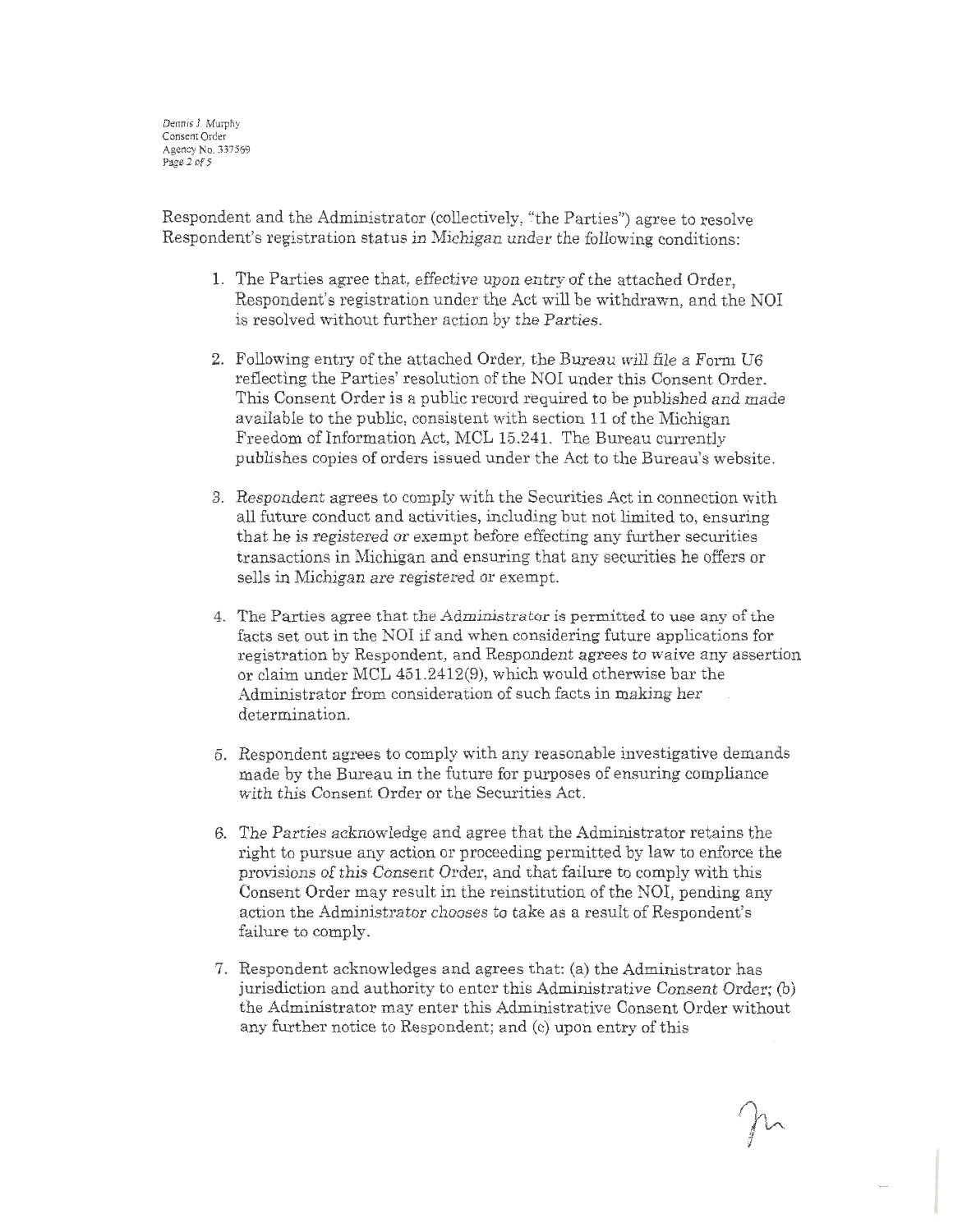Respondent and the Administrator (collectively, "the Parties") agree to resolve Respondent's registration status in Michigan under the following conditions:

1. The Parties agree that, effective upon entry of the attached Order, Respondent's registration under the Act will be withdrawn, and the NOI is resolved without further action by the Parties.

2. Following entry of the attached Order, the Bureau will file a Form U6 reflecting the Parties' resolution of the NOI under this Consent Order. This Consent Order is a public record required to be published and made available to the public, consistent with section 11 of the Michigan Freedom of Information Act, MCL 15.241. The Bureau currently publishes copies of orders issued under the Act to the Bureau's website.

3. Respondent agrees to comply with the Securities Act in connection with all future conduct and activities, including but not limited to, ensuring that he is registered or exempt before effecting any further securities transactions in Michigan and ensuring that any securities he offers or sells in Michigan are registered or exempt.

4. The Parties agree that the Administrator is permitted to use any of the facts set out in the NOI if and when considering future applications for registration by Respondent, and Respondent agrees to waive any assertion or claim under MCL 451.2412(9), which would otherwise bar the Administrator from consideration of such facts in making her determination.

5. Respondent agrees to comply with any reasonable investigative demands made by the Bureau in the future for purposes of ensuring compliance with this Consent Order or the Securities Act.

6. The Parties acknowledge and agree that the Administrator retains the right to pursue any action or proceeding permitted by law to enforce the provisions of this Consent Order, and that failure to comply with this Consent Order may result in the reinstitution of the NOI, pending any action the Administrator chooses to take as a result of Respondent's failure to comply.

7. Respondent acknowledges and agrees that: (a) the Administrator has jurisdiction and authority to enter this Administrative Consent Order; (b) the Administrator may enter this Administrative Consent Order without any further notice to Respondent; and (c) upon entry of this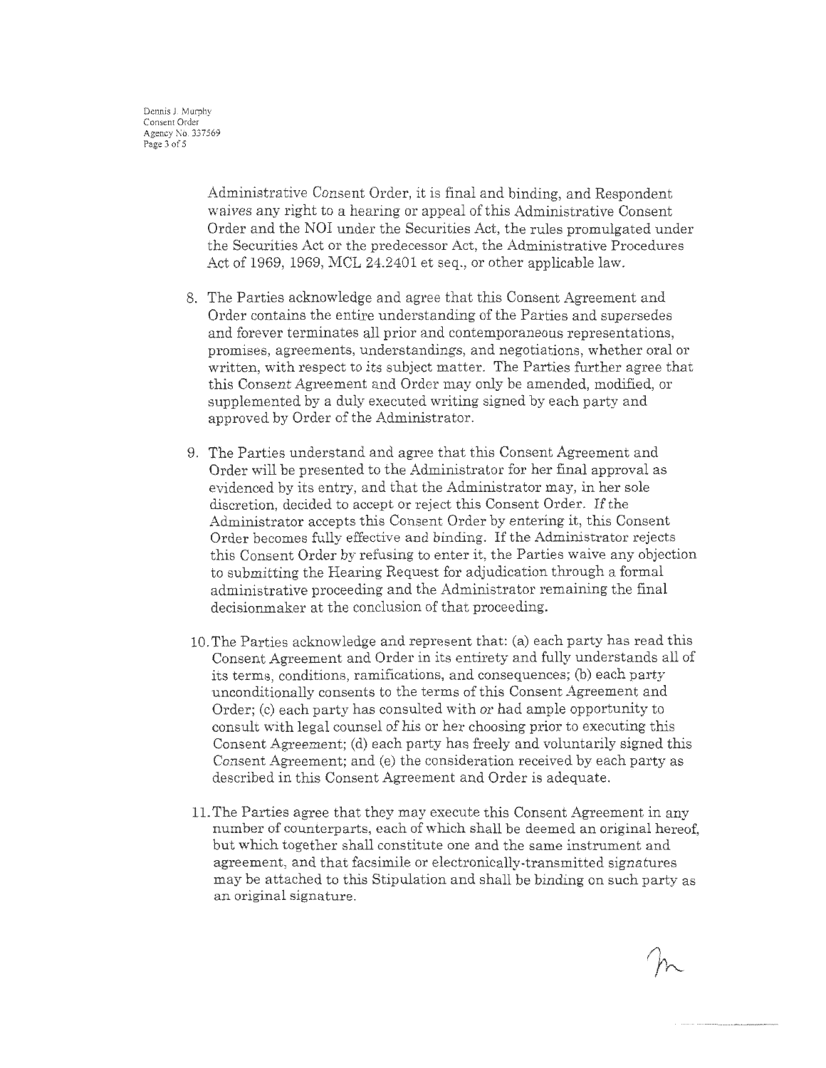Administrative Consent Order, it is final and binding, and Respondent waives any right to a hearing or appeal of this Administrative Consent Order and the NOI under the Securities Act, the rules promulgated under the Securities Act or the predecessor Act, the Administrative Procedures Act of 1969, 1969, MCL 24.2401 et seq., or other applicable law.

8. The Parties acknowledge and agree that this Consent Agreement and Order contains the entire understanding of the Parties and supersedes and forever terminates all prior and contemporaneous representations, promises, agreements, understandings, and negotiations, whether oral or written, with respect to its subject matter. The Parties further agree that this Consent Agreement and Order may only be amended, modified, or supplemented by a duly executed writing signed by each party and approved by Order of the Administrator.

9. The Parties understand and agree that this Consent Agreement and Order will be presented to the Administrator for her final approval as evidenced by its entry, and that the Administrator may, in her sole discretion, decided to accept or reject this Consent Order. If the Administrator accepts this Consent Order by entering it, this Consent Order becomes fully effective and binding. If the Administrator rejects this Consent Order by refusing to enter it, the Parties waive any objection to submitting the Hearing Request for adjudication through a formal administrative proceeding and the Administrator remaining the final decisionmaker at the conclusion of that proceeding.

10. The Parties acknowledge and represent that: (a) each party has read this Consent Agreement and Order in its entirety and fully understands all of its terms, conditions, ramifications, and consequences; (b) each party unconditionally consents to the terms of this Consent Agreement and Order; (c) each party has consulted with or had ample opportunity to consult with legal counsel of his or her choosing prior to executing this Consent Agreement; (d) each party has freely and voluntarily signed this Consent Agreement; and (e) the consideration received by each party as described in this Consent Agreement and Order is adequate.

11. The Parties agree that they may execute this Consent Agreement in any number of counterparts, each of which shall be deemed an original hereof, but which together shall constitute one and the same instrument and agreement, and that facsimile or electronically-transmitted signatures may be attached to this Stipulation and shall be binding on such party as an original signature.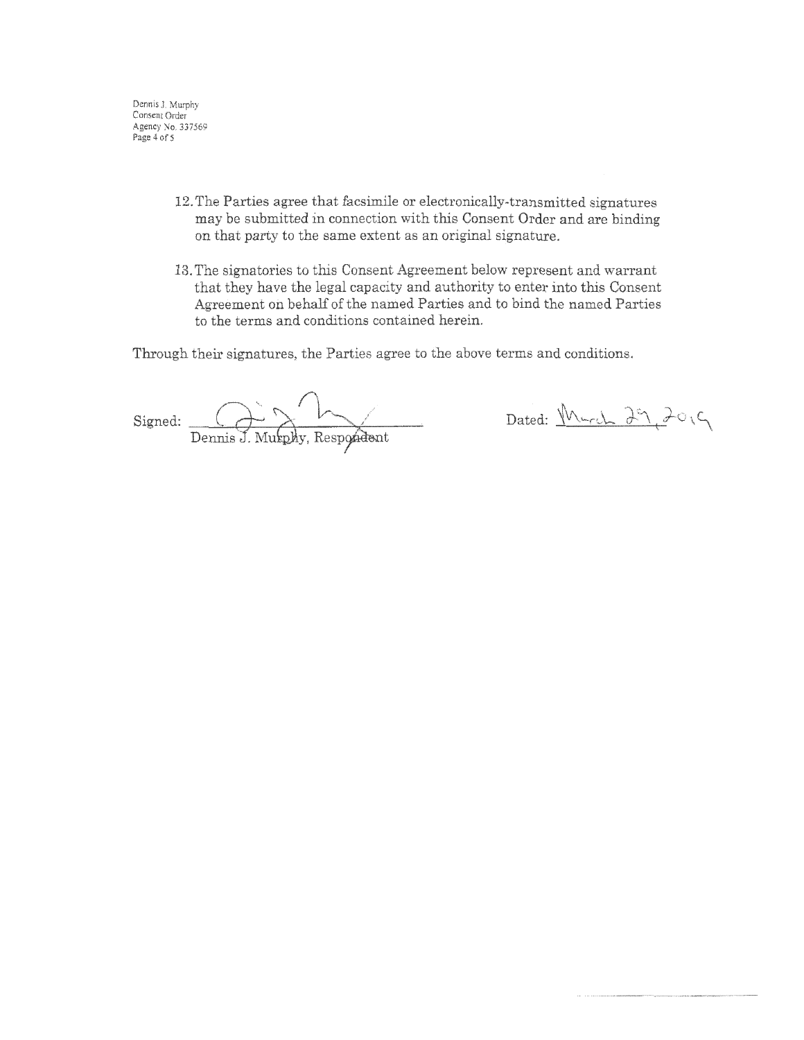12. The Parties agree that facsimile or electronically-transmitted signatures may be submitted in connection with this Consent Order and are binding on that party to the same extent as an original signature.

13. The signatories to this Consent Agreement below represent and warrant that they have the legal capacity and authority to enter into this Consent Agreement on behalf of the named Parties and to bind the named Parties to the terms and conditions contained herein.

Through their signatures, the Parties agree to the above terms and conditions.

Signed: ______________________ Dated: March 29, 2019

Dennis J. Murphy, Respondent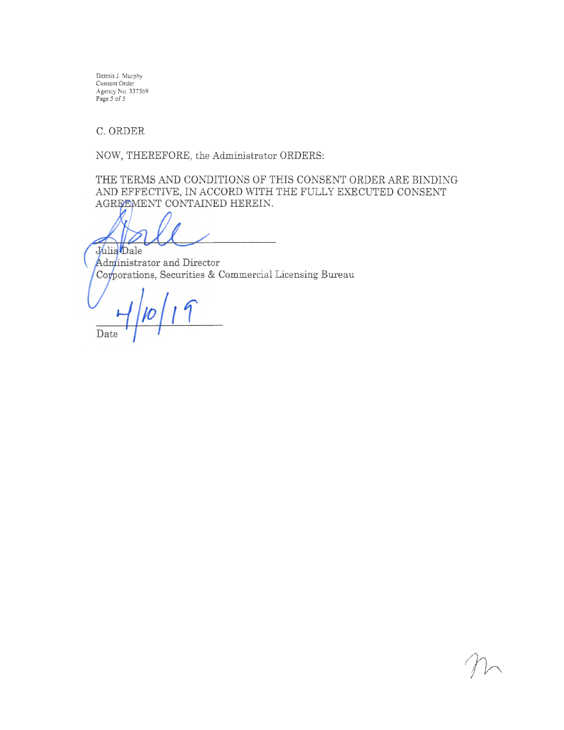C. ORDER

NOW, THEREFORE, the Administrator ORDERS:

THE TERMS AND CONDITIONS OF THIS CONSENT ORDER ARE BINDING AND EFFECTIVE, IN ACCORD WITH THE FULLY EXECUTED CONSENT AGREEMENT CONTAINED HEREIN.

Julia Dale
Administrator and Director
Corporations, Securities & Commercial Licensing Bureau

4/10/19
Date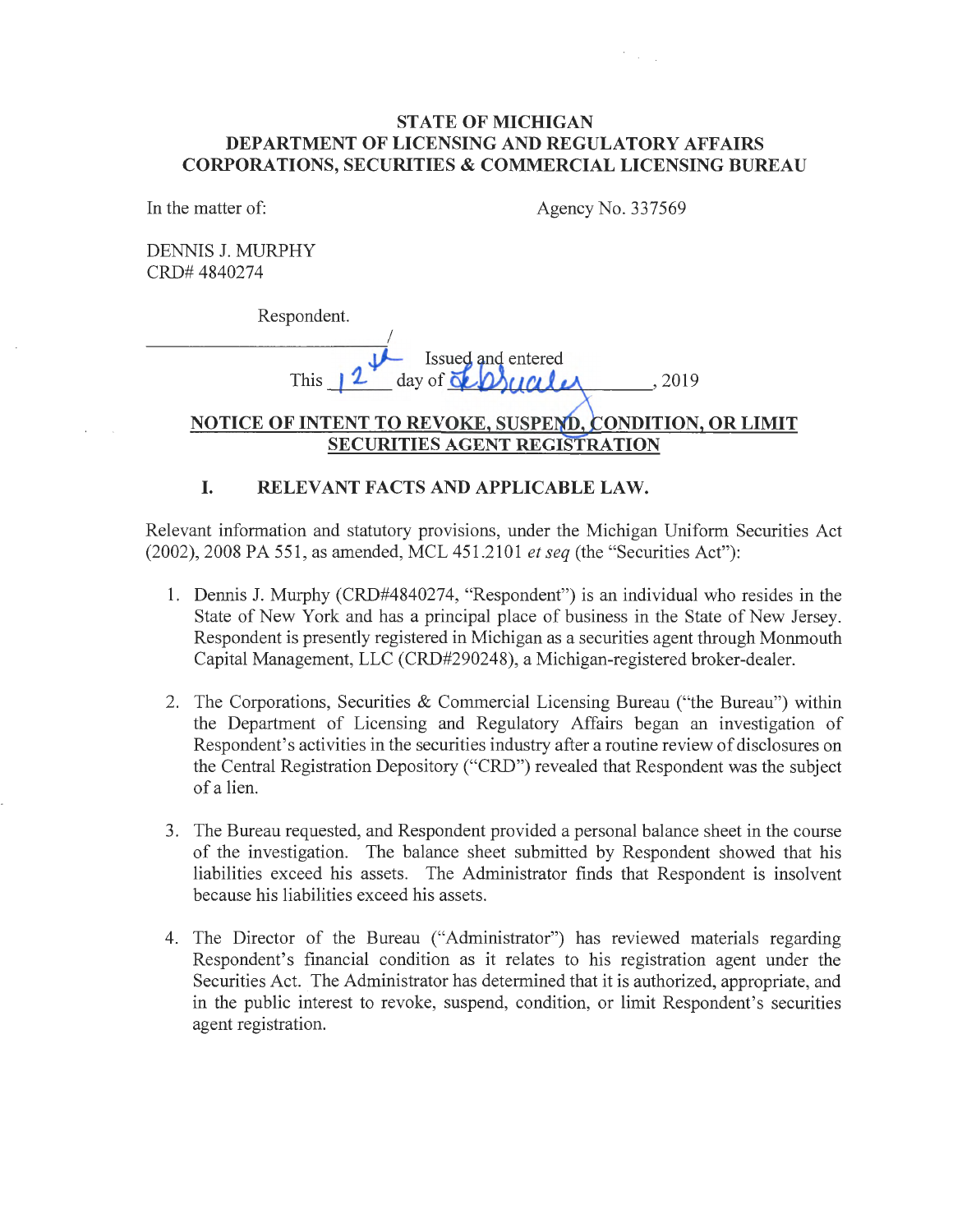**STATE OF MICHIGAN**
**DEPARTMENT OF LICENSING AND REGULATORY AFFAIRS**
**CORPORATIONS, SECURITIES & COMMERCIAL LICENSING BUREAU**

In the matter of:

Agency No. 337569

DENNIS J. MURPHY
CRD# 4840274

Respondent.

_______________________________/

Issued and entered
This 12th day of February, 2019

**NOTICE OF INTENT TO REVOKE, SUSPEND, CONDITION, OR LIMIT SECURITIES AGENT REGISTRATION**

## I. RELEVANT FACTS AND APPLICABLE LAW.

Relevant information and statutory provisions, under the Michigan Uniform Securities Act (2002), 2008 PA 551, as amended, MCL 451.2101 *et seq* (the "Securities Act"):

1. Dennis J. Murphy (CRD#4840274, "Respondent") is an individual who resides in the State of New York and has a principal place of business in the State of New Jersey. Respondent is presently registered in Michigan as a securities agent through Monmouth Capital Management, LLC (CRD#290248), a Michigan-registered broker-dealer.

2. The Corporations, Securities & Commercial Licensing Bureau ("the Bureau") within the Department of Licensing and Regulatory Affairs began an investigation of Respondent's activities in the securities industry after a routine review of disclosures on the Central Registration Depository ("CRD") revealed that Respondent was the subject of a lien.

3. The Bureau requested, and Respondent provided a personal balance sheet in the course of the investigation. The balance sheet submitted by Respondent showed that his liabilities exceed his assets. The Administrator finds that Respondent is insolvent because his liabilities exceed his assets.

4. The Director of the Bureau ("Administrator") has reviewed materials regarding Respondent's financial condition as it relates to his registration agent under the Securities Act. The Administrator has determined that it is authorized, appropriate, and in the public interest to revoke, suspend, condition, or limit Respondent's securities agent registration.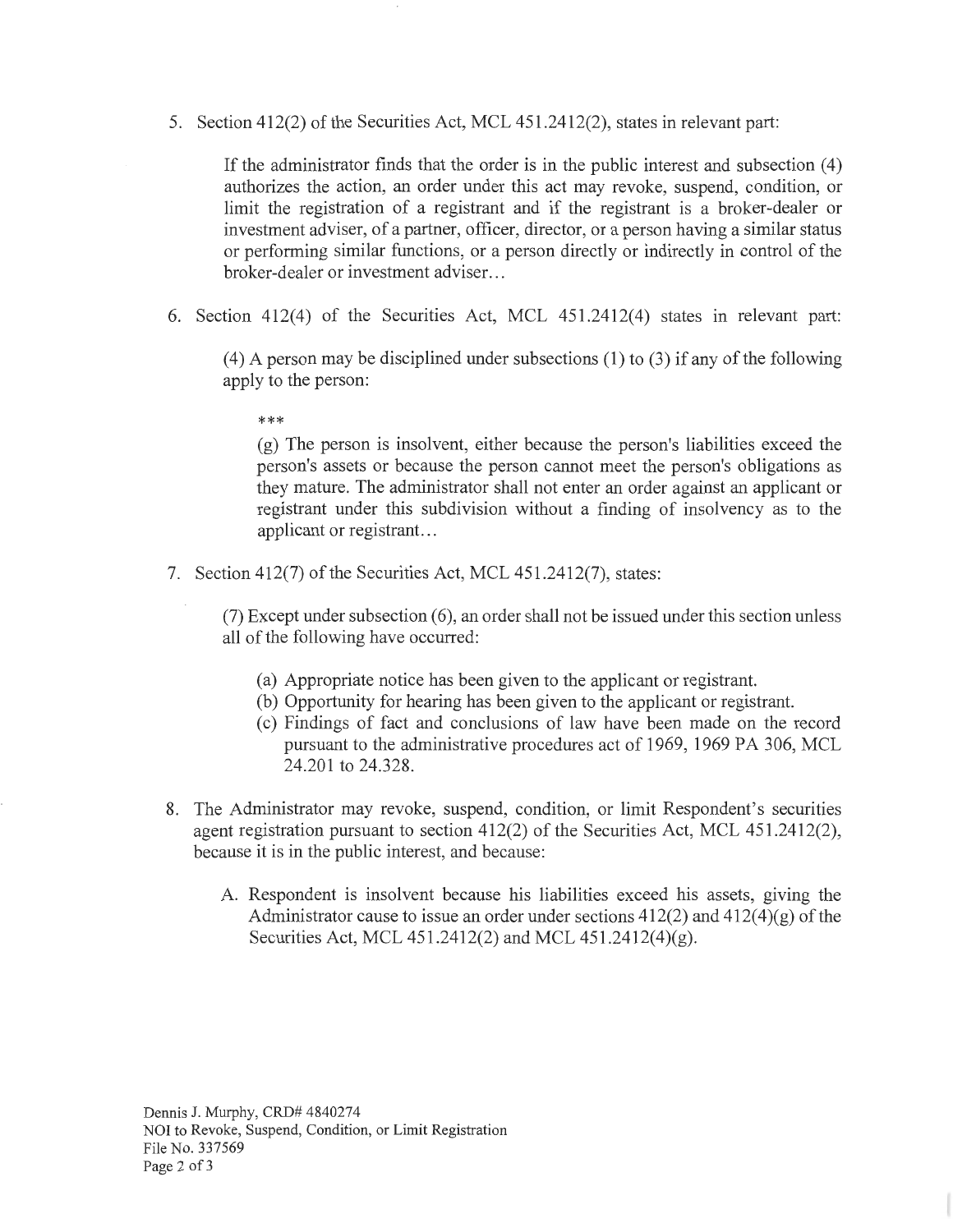5. Section 412(2) of the Securities Act, MCL 451.2412(2), states in relevant part:

   If the administrator finds that the order is in the public interest and subsection (4) authorizes the action, an order under this act may revoke, suspend, condition, or limit the registration of a registrant and if the registrant is a broker-dealer or investment adviser, of a partner, officer, director, or a person having a similar status or performing similar functions, or a person directly or indirectly in control of the broker-dealer or investment adviser…

6. Section 412(4) of the Securities Act, MCL 451.2412(4) states in relevant part:

   (4) A person may be disciplined under subsections (1) to (3) if any of the following apply to the person:

   ***

   (g) The person is insolvent, either because the person's liabilities exceed the person's assets or because the person cannot meet the person's obligations as they mature. The administrator shall not enter an order against an applicant or registrant under this subdivision without a finding of insolvency as to the applicant or registrant…

7. Section 412(7) of the Securities Act, MCL 451.2412(7), states:

   (7) Except under subsection (6), an order shall not be issued under this section unless all of the following have occurred:

   (a) Appropriate notice has been given to the applicant or registrant.
   (b) Opportunity for hearing has been given to the applicant or registrant.
   (c) Findings of fact and conclusions of law have been made on the record pursuant to the administrative procedures act of 1969, 1969 PA 306, MCL 24.201 to 24.328.

8. The Administrator may revoke, suspend, condition, or limit Respondent's securities agent registration pursuant to section 412(2) of the Securities Act, MCL 451.2412(2), because it is in the public interest, and because:

   A. Respondent is insolvent because his liabilities exceed his assets, giving the Administrator cause to issue an order under sections 412(2) and 412(4)(g) of the Securities Act, MCL 451.2412(2) and MCL 451.2412(4)(g).

Dennis J. Murphy, CRD# 4840274
NOI to Revoke, Suspend, Condition, or Limit Registration
File No. 337569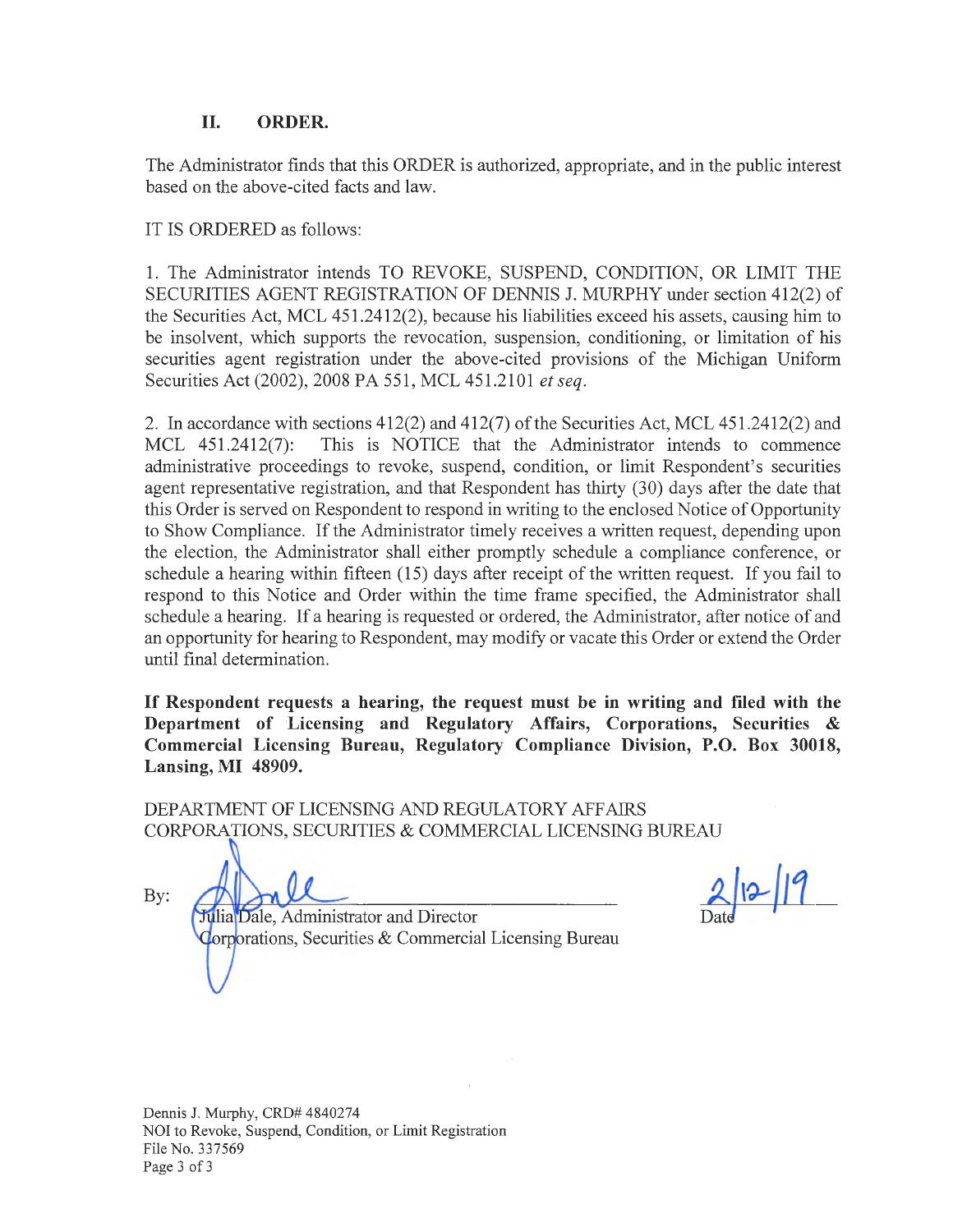## II. ORDER.

The Administrator finds that this ORDER is authorized, appropriate, and in the public interest based on the above-cited facts and law.

IT IS ORDERED as follows:

1. The Administrator intends TO REVOKE, SUSPEND, CONDITION, OR LIMIT THE SECURITIES AGENT REGISTRATION OF DENNIS J. MURPHY under section 412(2) of the Securities Act, MCL 451.2412(2), because his liabilities exceed his assets, causing him to be insolvent, which supports the revocation, suspension, conditioning, or limitation of his securities agent registration under the above-cited provisions of the Michigan Uniform Securities Act (2002), 2008 PA 551, MCL 451.2101 *et seq*.

2. In accordance with sections 412(2) and 412(7) of the Securities Act, MCL 451.2412(2) and MCL 451.2412(7): This is NOTICE that the Administrator intends to commence administrative proceedings to revoke, suspend, condition, or limit Respondent's securities agent representative registration, and that Respondent has thirty (30) days after the date that this Order is served on Respondent to respond in writing to the enclosed Notice of Opportunity to Show Compliance. If the Administrator timely receives a written request, depending upon the election, the Administrator shall either promptly schedule a compliance conference, or schedule a hearing within fifteen (15) days after receipt of the written request. If you fail to respond to this Notice and Order within the time frame specified, the Administrator shall schedule a hearing. If a hearing is requested or ordered, the Administrator, after notice of and an opportunity for hearing to Respondent, may modify or vacate this Order or extend the Order until final determination.

**If Respondent requests a hearing, the request must be in writing and filed with the Department of Licensing and Regulatory Affairs, Corporations, Securities & Commercial Licensing Bureau, Regulatory Compliance Division, P.O. Box 30018, Lansing, MI 48909.**

DEPARTMENT OF LICENSING AND REGULATORY AFFAIRS
CORPORATIONS, SECURITIES & COMMERCIAL LICENSING BUREAU

By: [signature]
Julia Dale, Administrator and Director
Corporations, Securities & Commercial Licensing Bureau

2/12/19
Date

Dennis J. Murphy, CRD# 4840274
NOI to Revoke, Suspend, Condition, or Limit Registration
File No. 337569